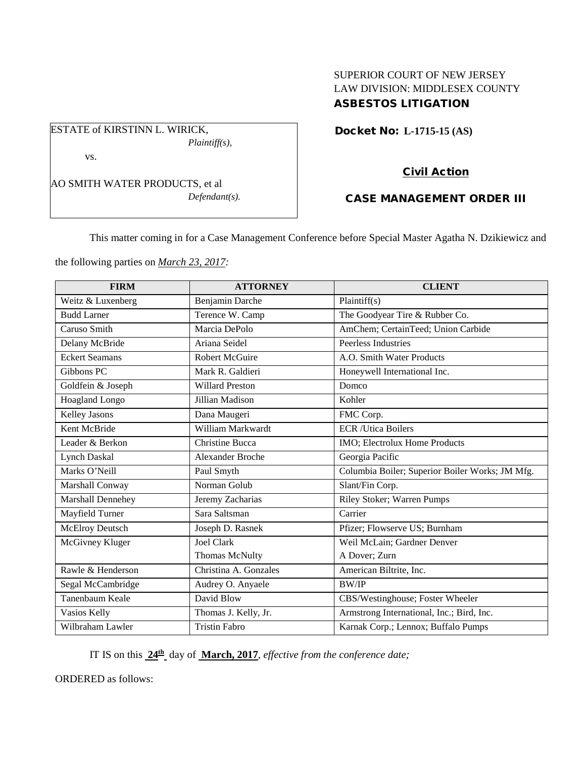SUPERIOR COURT OF NEW JERSEY
LAW DIVISION: MIDDLESEX COUNTY
**ASBESTOS LITIGATION**

ESTATE of KIRSTINN L. WIRICK,
*Plaintiff(s),*

vs.

AO SMITH WATER PRODUCTS, et al
*Defendant(s).*

**Docket No: L-1715-15 (AS)**

**Civil Action**

**CASE MANAGEMENT ORDER III**

This matter coming in for a Case Management Conference before Special Master Agatha N. Dzikiewicz and the following parties on ***March 23, 2017***:

| FIRM | ATTORNEY | CLIENT |
|---|---|---|
| Weitz & Luxenberg | Benjamin Darche | Plaintiff(s) |
| Budd Larner | Terence W. Camp | The Goodyear Tire & Rubber Co. |
| Caruso Smith | Marcia DePolo | AmChem; CertainTeed; Union Carbide |
| Delany McBride | Ariana Seidel | Peerless Industries |
| Eckert Seamans | Robert McGuire | A.O. Smith Water Products |
| Gibbons PC | Mark R. Galdieri | Honeywell International Inc. |
| Goldfein & Joseph | Willard Preston | Domco |
| Hoagland Longo | Jillian Madison | Kohler |
| Kelley Jasons | Dana Maugeri | FMC Corp. |
| Kent McBride | William Markwardt | ECR /Utica Boilers |
| Leader & Berkon | Christine Bucca | IMO; Electrolux Home Products |
| Lynch Daskal | Alexander Broche | Georgia Pacific |
| Marks O'Neill | Paul Smyth | Columbia Boiler; Superior Boiler Works; JM Mfg. |
| Marshall Conway | Norman Golub | Slant/Fin Corp. |
| Marshall Dennehey | Jeremy Zacharias | Riley Stoker; Warren Pumps |
| Mayfield Turner | Sara Saltsman | Carrier |
| McElroy Deutsch | Joseph D. Rasnek | Pfizer; Flowserve US; Burnham |
| McGivney Kluger | Joel Clark<br>Thomas McNulty | Weil McLain; Gardner Denver<br>A Dover; Zurn |
| Rawle & Henderson | Christina A. Gonzales | American Biltrite, Inc. |
| Segal McCambridge | Audrey O. Anyaele | BW/IP |
| Tanenbaum Keale | David Blow | CBS/Westinghouse; Foster Wheeler |
| Vasios Kelly | Thomas J. Kelly, Jr. | Armstrong International, Inc.; Bird, Inc. |
| Wilbraham Lawler | Tristin Fabro | Karnak Corp.; Lennox; Buffalo Pumps |

IT IS on this **24th** day of **March, 2017**, *effective from the conference date;*

ORDERED as follows: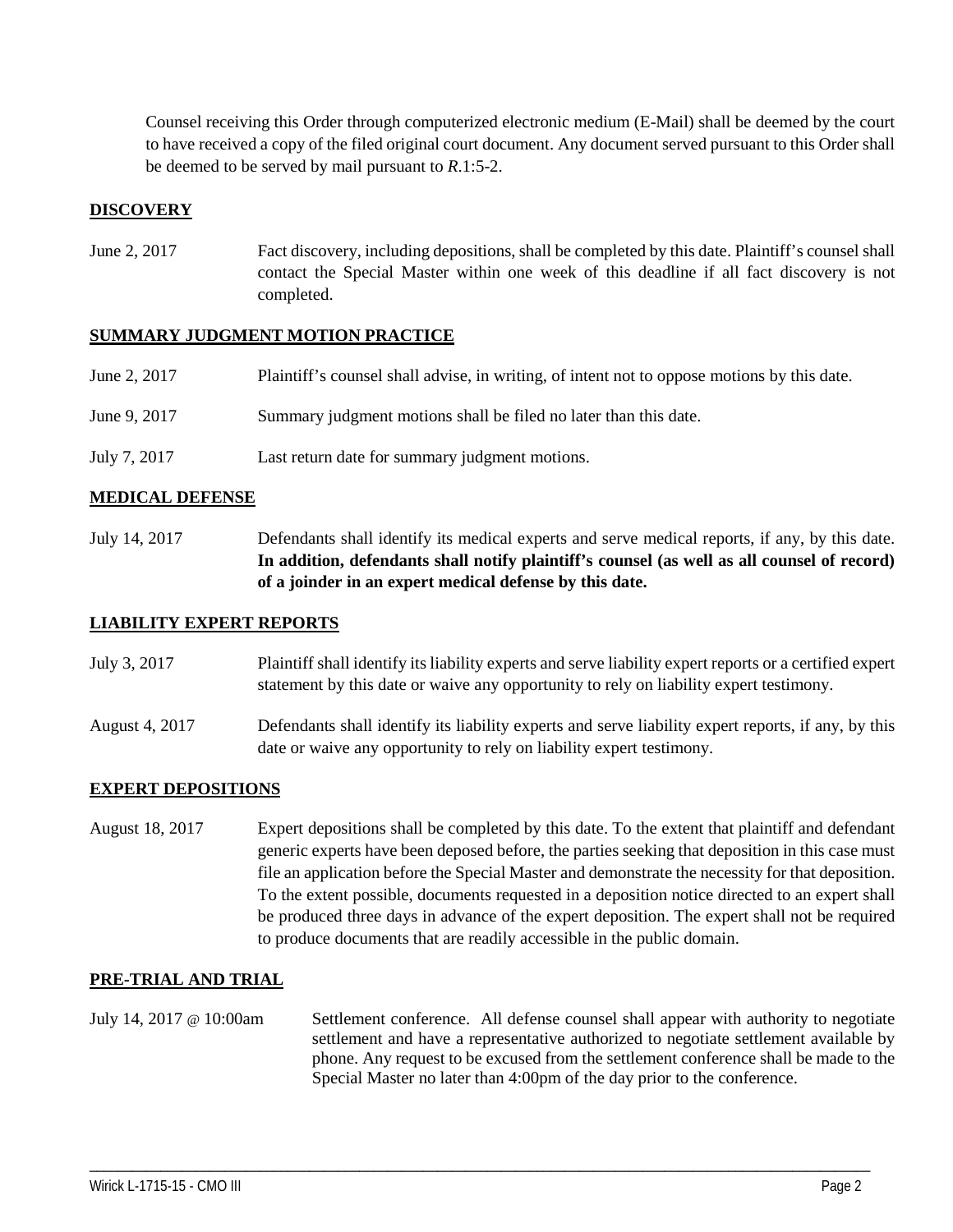Counsel receiving this Order through computerized electronic medium (E-Mail) shall be deemed by the court to have received a copy of the filed original court document. Any document served pursuant to this Order shall be deemed to be served by mail pursuant to *R*.1:5-2.

## DISCOVERY

| | |
|---|---|
| June 2, 2017 | Fact discovery, including depositions, shall be completed by this date. Plaintiff's counsel shall contact the Special Master within one week of this deadline if all fact discovery is not completed. |

## SUMMARY JUDGMENT MOTION PRACTICE

| | |
|---|---|
| June 2, 2017 | Plaintiff's counsel shall advise, in writing, of intent not to oppose motions by this date. |
| June 9, 2017 | Summary judgment motions shall be filed no later than this date. |
| July 7, 2017 | Last return date for summary judgment motions. |

## MEDICAL DEFENSE

| | |
|---|---|
| July 14, 2017 | Defendants shall identify its medical experts and serve medical reports, if any, by this date. **In addition, defendants shall notify plaintiff's counsel (as well as all counsel of record) of a joinder in an expert medical defense by this date.** |

## LIABILITY EXPERT REPORTS

| | |
|---|---|
| July 3, 2017 | Plaintiff shall identify its liability experts and serve liability expert reports or a certified expert statement by this date or waive any opportunity to rely on liability expert testimony. |
| August 4, 2017 | Defendants shall identify its liability experts and serve liability expert reports, if any, by this date or waive any opportunity to rely on liability expert testimony. |

## EXPERT DEPOSITIONS

| | |
|---|---|
| August 18, 2017 | Expert depositions shall be completed by this date. To the extent that plaintiff and defendant generic experts have been deposed before, the parties seeking that deposition in this case must file an application before the Special Master and demonstrate the necessity for that deposition. To the extent possible, documents requested in a deposition notice directed to an expert shall be produced three days in advance of the expert deposition. The expert shall not be required to produce documents that are readily accessible in the public domain. |

## PRE-TRIAL AND TRIAL

| | |
|---|---|
| July 14, 2017 @ 10:00am | Settlement conference. All defense counsel shall appear with authority to negotiate settlement and have a representative authorized to negotiate settlement available by phone. Any request to be excused from the settlement conference shall be made to the Special Master no later than 4:00pm of the day prior to the conference. |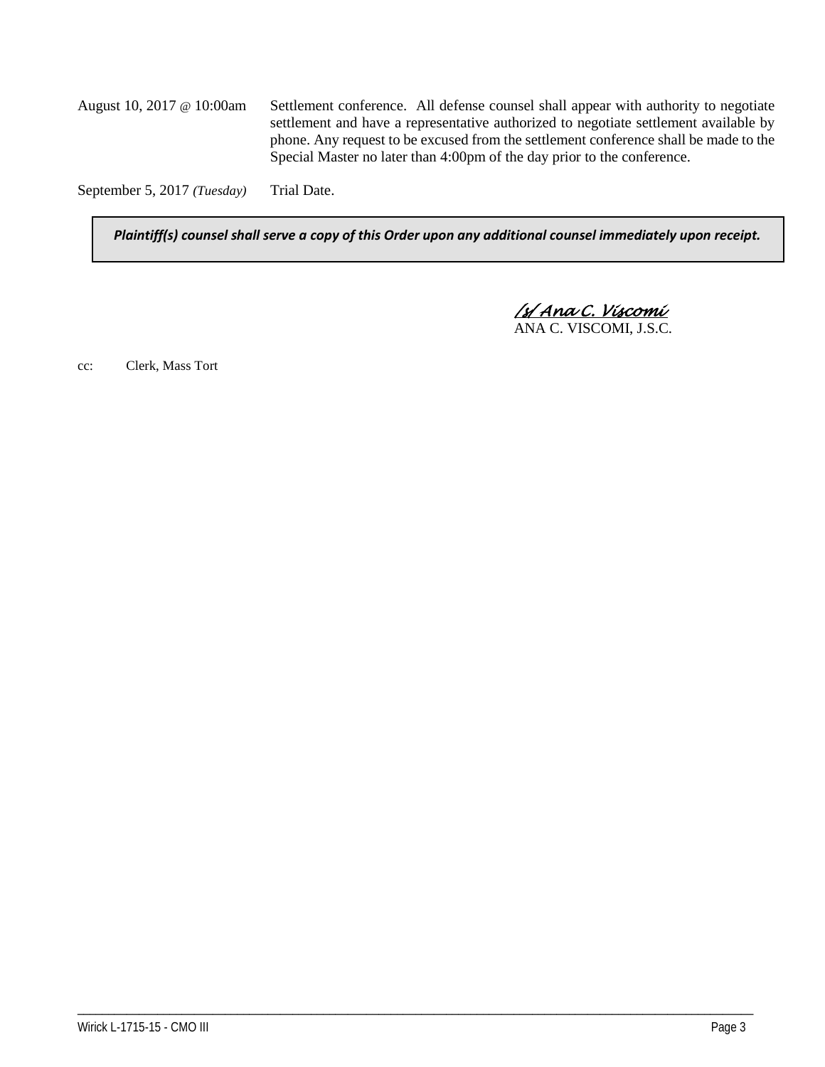| | |
|---|---|
| August 10, 2017 @ 10:00am | Settlement conference. All defense counsel shall appear with authority to negotiate settlement and have a representative authorized to negotiate settlement available by phone. Any request to be excused from the settlement conference shall be made to the Special Master no later than 4:00pm of the day prior to the conference. |
| September 5, 2017 *(Tuesday)* | Trial Date. |

***Plaintiff(s) counsel shall serve a copy of this Order upon any additional counsel immediately upon receipt.***

/s/ Ana C. Viscomi
ANA C. VISCOMI, J.S.C.

cc: Clerk, Mass Tort